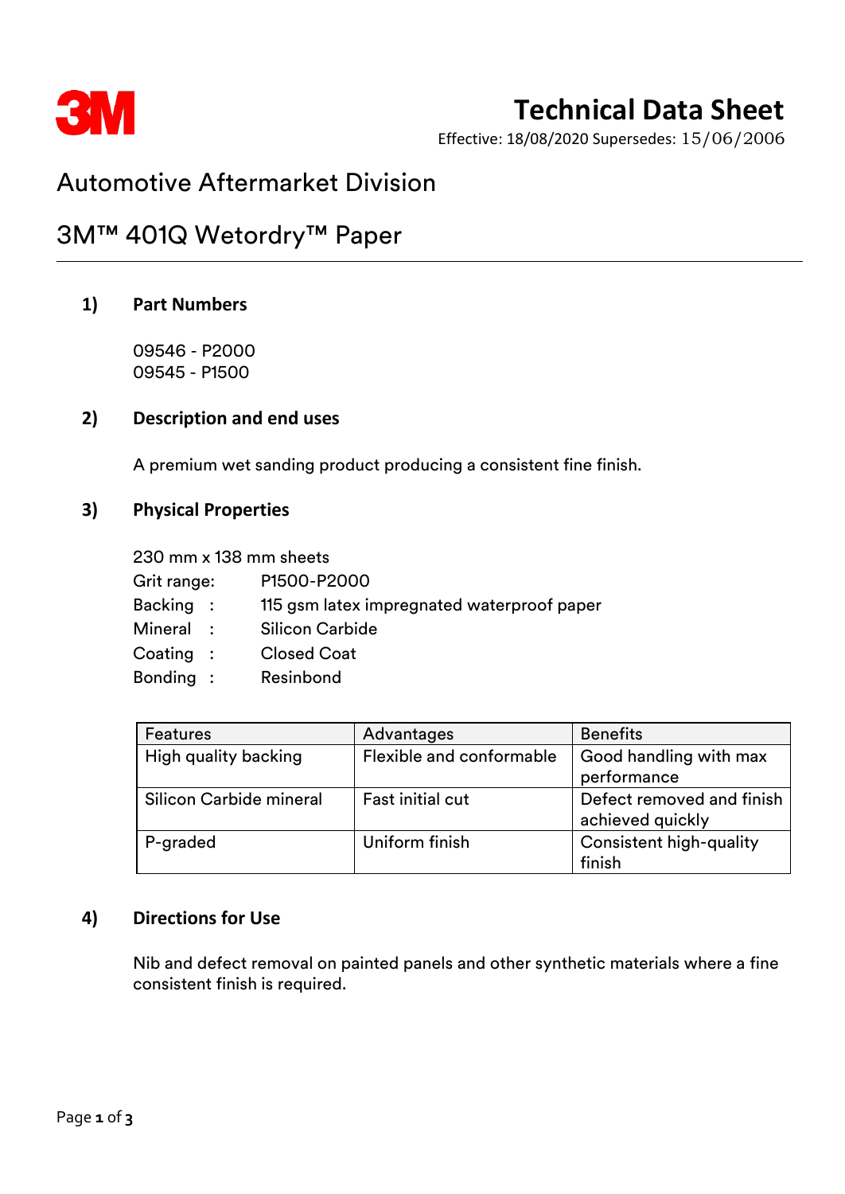3M

# Technical Data Sheet

Effective: 18/08/2020 Supersedes: 15/06/2006

## Automotive Aftermarket Division

## 3M™ 401Q Wetordry™ Paper

### 1) Part Numbers

09546 - P2000
09545 - P1500

### 2) Description and end uses

A premium wet sanding product producing a consistent fine finish.

### 3) Physical Properties

230 mm x 138 mm sheets

Grit range: P1500-P2000
Backing : 115 gsm latex impregnated waterproof paper
Mineral : Silicon Carbide
Coating : Closed Coat
Bonding : Resinbond

| Features | Advantages | Benefits |
| --- | --- | --- |
| High quality backing | Flexible and conformable | Good handling with max performance |
| Silicon Carbide mineral | Fast initial cut | Defect removed and finish achieved quickly |
| P-graded | Uniform finish | Consistent high-quality finish |

### 4) Directions for Use

Nib and defect removal on painted panels and other synthetic materials where a fine consistent finish is required.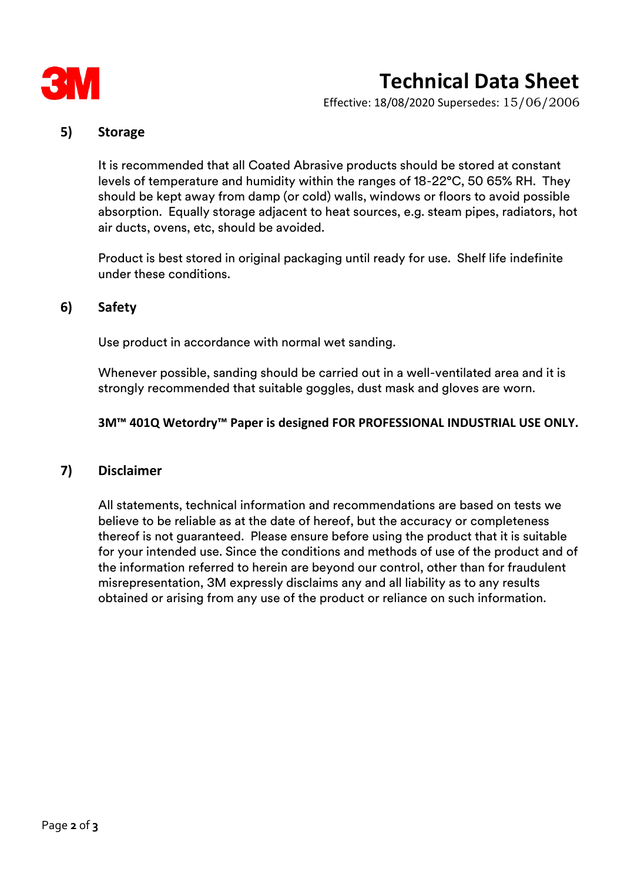# Technical Data Sheet

Effective: 18/08/2020 Supersedes: 15/06/2006

## 5) Storage

It is recommended that all Coated Abrasive products should be stored at constant levels of temperature and humidity within the ranges of 18-22°C, 50 65% RH. They should be kept away from damp (or cold) walls, windows or floors to avoid possible absorption. Equally storage adjacent to heat sources, e.g. steam pipes, radiators, hot air ducts, ovens, etc, should be avoided.

Product is best stored in original packaging until ready for use. Shelf life indefinite under these conditions.

## 6) Safety

Use product in accordance with normal wet sanding.

Whenever possible, sanding should be carried out in a well-ventilated area and it is strongly recommended that suitable goggles, dust mask and gloves are worn.

**3M™ 401Q Wetordry™ Paper is designed FOR PROFESSIONAL INDUSTRIAL USE ONLY.**

## 7) Disclaimer

All statements, technical information and recommendations are based on tests we believe to be reliable as at the date of hereof, but the accuracy or completeness thereof is not guaranteed. Please ensure before using the product that it is suitable for your intended use. Since the conditions and methods of use of the product and of the information referred to herein are beyond our control, other than for fraudulent misrepresentation, 3M expressly disclaims any and all liability as to any results obtained or arising from any use of the product or reliance on such information.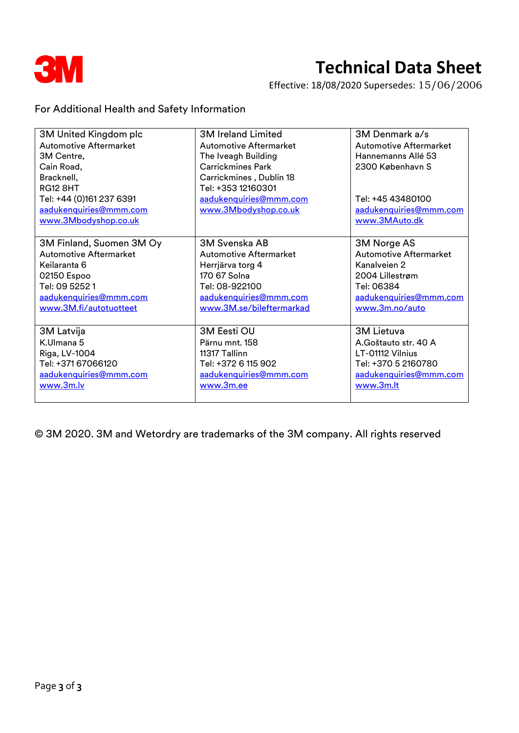# Technical Data Sheet

Effective: 18/08/2020 Supersedes: 15/06/2006

For Additional Health and Safety Information

| | | |
|---|---|---|
| 3M United Kingdom plc<br>Automotive Aftermarket<br>3M Centre,<br>Cain Road,<br>Bracknell,<br>RG12 8HT<br>Tel: +44 (0)161 237 6391<br>aadukenquiries@mmm.com<br>www.3Mbodyshop.co.uk | 3M Ireland Limited<br>Automotive Aftermarket<br>The Iveagh Building<br>Carrickmines Park<br>Carrickmines , Dublin 18<br>Tel: +353 12160301<br>aadukenquiries@mmm.com<br>www.3Mbodyshop.co.uk | 3M Denmark a/s<br>Automotive Aftermarket<br>Hannemanns Allé 53<br>2300 København S<br><br>Tel: +45 43480100<br>aadukenquiries@mmm.com<br>www.3MAuto.dk |
| 3M Finland, Suomen 3M Oy<br>Automotive Aftermarket<br>Keilaranta 6<br>02150 Espoo<br>Tel: 09 5252 1<br>aadukenquiries@mmm.com<br>www.3M.fi/autotuotteet | 3M Svenska AB<br>Automotive Aftermarket<br>Herrjärva torg 4<br>170 67 Solna<br>Tel: 08-922100<br>aadukenquiries@mmm.com<br>www.3M.se/bileftermarkad | 3M Norge AS<br>Automotive Aftermarket<br>Kanalveien 2<br>2004 Lillestrøm<br>Tel: 06384<br>aadukenquiries@mmm.com<br>www.3m.no/auto |
| 3M Latvija<br>K.Ulmana 5<br>Riga, LV-1004<br>Tel: +371 67066120<br>aadukenquiries@mmm.com<br>www.3m.lv | 3M Eesti OU<br>Pärnu mnt. 158<br>11317 Tallinn<br>Tel: +372 6 115 902<br>aadukenquiries@mmm.com<br>www.3m.ee | 3M Lietuva<br>A.Goštauto str. 40 A<br>LT-01112 Vilnius<br>Tel: +370 5 2160780<br>aadukenquiries@mmm.com<br>www.3m.lt |

© 3M 2020. 3M and Wetordry are trademarks of the 3M company. All rights reserved